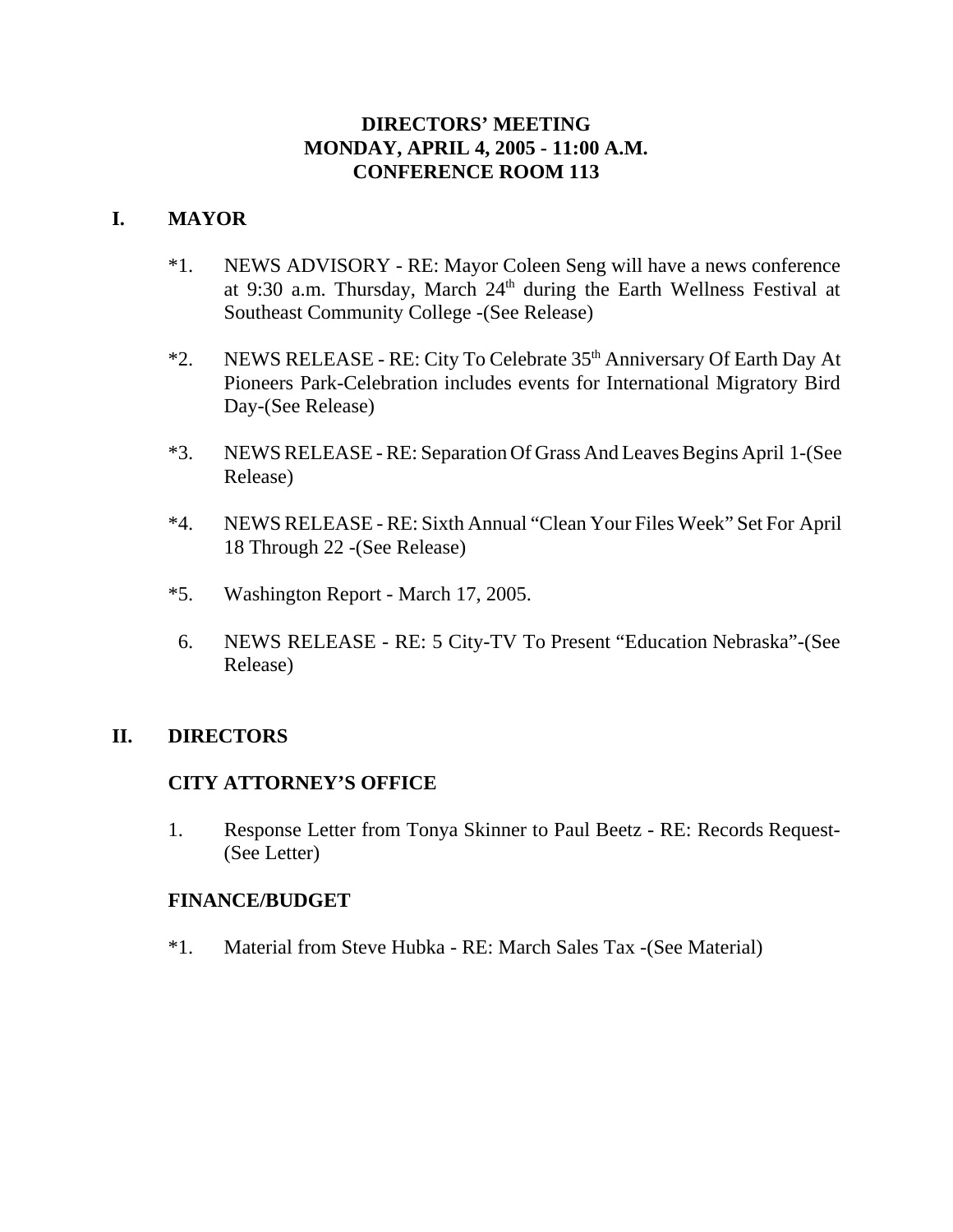# DIRECTORS' MEETING
# MONDAY, APRIL 4, 2005 - 11:00 A.M.
# CONFERENCE ROOM 113

## I. MAYOR

*1. NEWS ADVISORY - RE: Mayor Coleen Seng will have a news conference at 9:30 a.m. Thursday, March 24th during the Earth Wellness Festival at Southeast Community College -(See Release)

*2. NEWS RELEASE - RE: City To Celebrate 35th Anniversary Of Earth Day At Pioneers Park-Celebration includes events for International Migratory Bird Day-(See Release)

*3. NEWS RELEASE - RE: Separation Of Grass And Leaves Begins April 1-(See Release)

*4. NEWS RELEASE - RE: Sixth Annual "Clean Your Files Week" Set For April 18 Through 22 -(See Release)

*5. Washington Report - March 17, 2005.

6. NEWS RELEASE - RE: 5 City-TV To Present "Education Nebraska"-(See Release)

## II. DIRECTORS

### CITY ATTORNEY'S OFFICE

1. Response Letter from Tonya Skinner to Paul Beetz - RE: Records Request-(See Letter)

### FINANCE/BUDGET

*1. Material from Steve Hubka - RE: March Sales Tax -(See Material)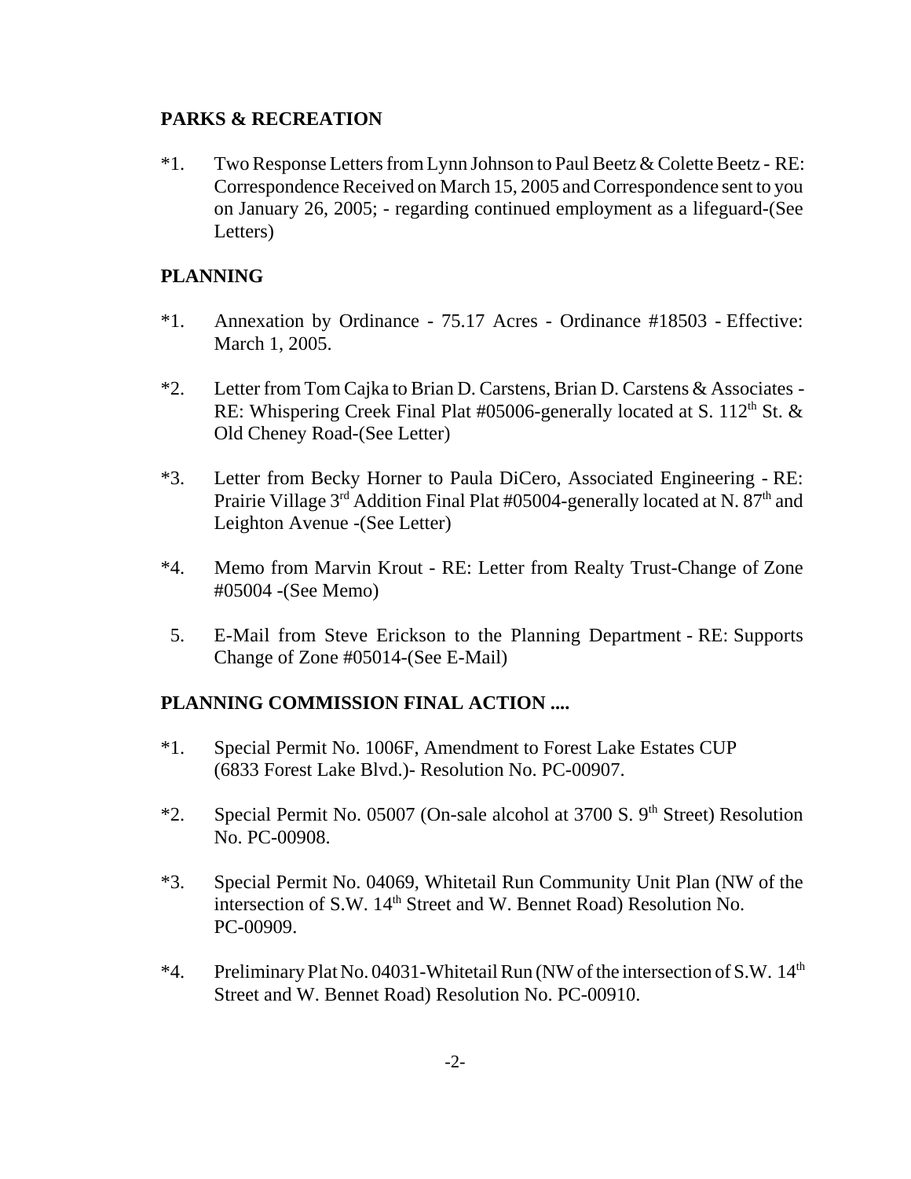## PARKS & RECREATION

*1. Two Response Letters from Lynn Johnson to Paul Beetz & Colette Beetz - RE: Correspondence Received on March 15, 2005 and Correspondence sent to you on January 26, 2005; - regarding continued employment as a lifeguard-(See Letters)

## PLANNING

*1. Annexation by Ordinance - 75.17 Acres - Ordinance #18503 - Effective: March 1, 2005.

*2. Letter from Tom Cajka to Brian D. Carstens, Brian D. Carstens & Associates - RE: Whispering Creek Final Plat #05006-generally located at S. 112th St. & Old Cheney Road-(See Letter)

*3. Letter from Becky Horner to Paula DiCero, Associated Engineering - RE: Prairie Village 3rd Addition Final Plat #05004-generally located at N. 87th and Leighton Avenue -(See Letter)

*4. Memo from Marvin Krout - RE: Letter from Realty Trust-Change of Zone #05004 -(See Memo)

5. E-Mail from Steve Erickson to the Planning Department - RE: Supports Change of Zone #05014-(See E-Mail)

## PLANNING COMMISSION FINAL ACTION ....

*1. Special Permit No. 1006F, Amendment to Forest Lake Estates CUP (6833 Forest Lake Blvd.)- Resolution No. PC-00907.

*2. Special Permit No. 05007 (On-sale alcohol at 3700 S. 9th Street) Resolution No. PC-00908.

*3. Special Permit No. 04069, Whitetail Run Community Unit Plan (NW of the intersection of S.W. 14th Street and W. Bennet Road) Resolution No. PC-00909.

*4. Preliminary Plat No. 04031-Whitetail Run (NW of the intersection of S.W. 14th Street and W. Bennet Road) Resolution No. PC-00910.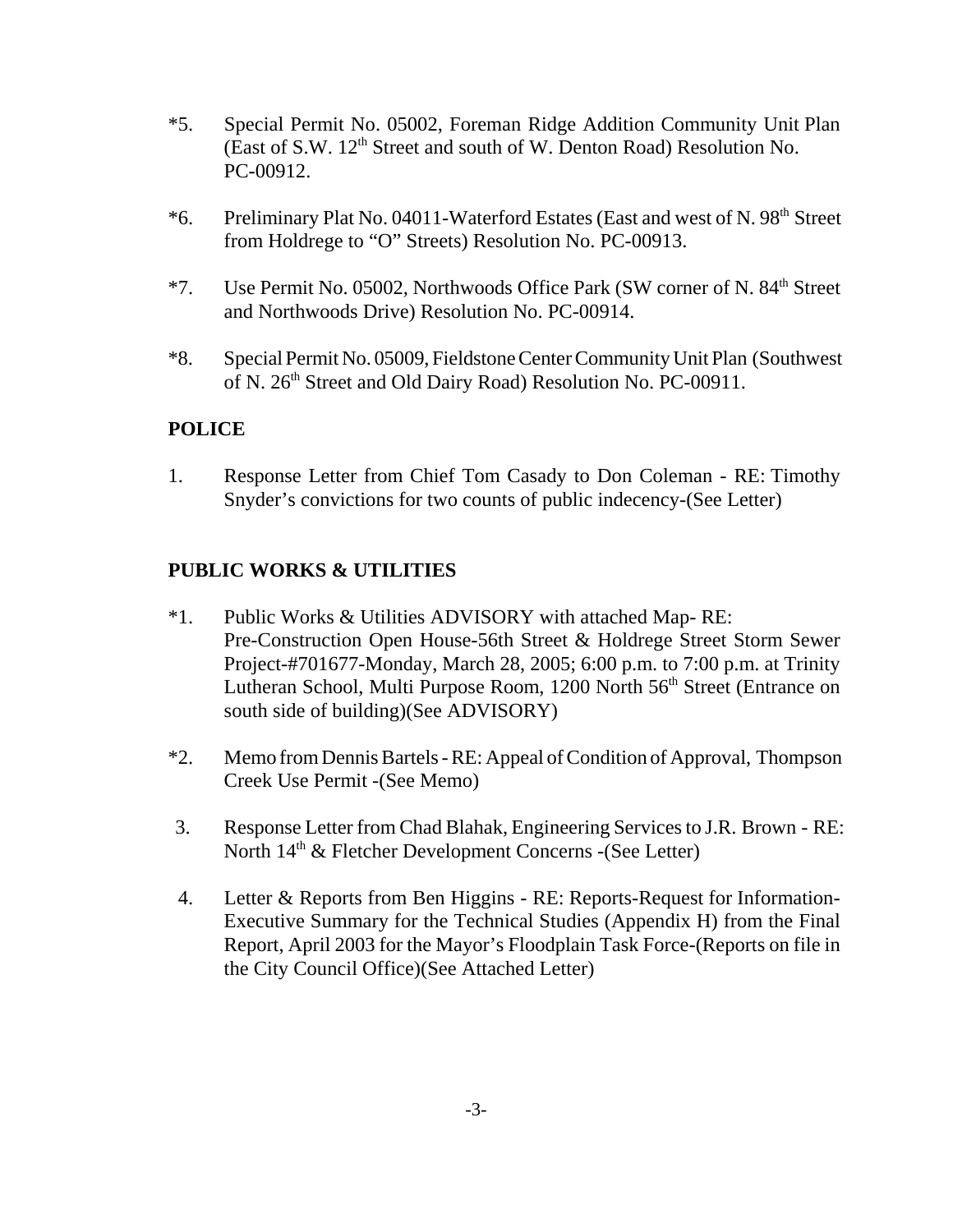*5. Special Permit No. 05002, Foreman Ridge Addition Community Unit Plan (East of S.W. 12th Street and south of W. Denton Road) Resolution No. PC-00912.

*6. Preliminary Plat No. 04011-Waterford Estates (East and west of N. 98th Street from Holdrege to "O" Streets) Resolution No. PC-00913.

*7. Use Permit No. 05002, Northwoods Office Park (SW corner of N. 84th Street and Northwoods Drive) Resolution No. PC-00914.

*8. Special Permit No. 05009, Fieldstone Center Community Unit Plan (Southwest of N. 26th Street and Old Dairy Road) Resolution No. PC-00911.

**POLICE**

1. Response Letter from Chief Tom Casady to Don Coleman - RE: Timothy Snyder's convictions for two counts of public indecency-(See Letter)

**PUBLIC WORKS & UTILITIES**

*1. Public Works & Utilities ADVISORY with attached Map- RE: Pre-Construction Open House-56th Street & Holdrege Street Storm Sewer Project-#701677-Monday, March 28, 2005; 6:00 p.m. to 7:00 p.m. at Trinity Lutheran School, Multi Purpose Room, 1200 North 56th Street (Entrance on south side of building)(See ADVISORY)

*2. Memo from Dennis Bartels - RE: Appeal of Condition of Approval, Thompson Creek Use Permit -(See Memo)

3. Response Letter from Chad Blahak, Engineering Services to J.R. Brown - RE: North 14th & Fletcher Development Concerns -(See Letter)

4. Letter & Reports from Ben Higgins - RE: Reports-Request for Information-Executive Summary for the Technical Studies (Appendix H) from the Final Report, April 2003 for the Mayor's Floodplain Task Force-(Reports on file in the City Council Office)(See Attached Letter)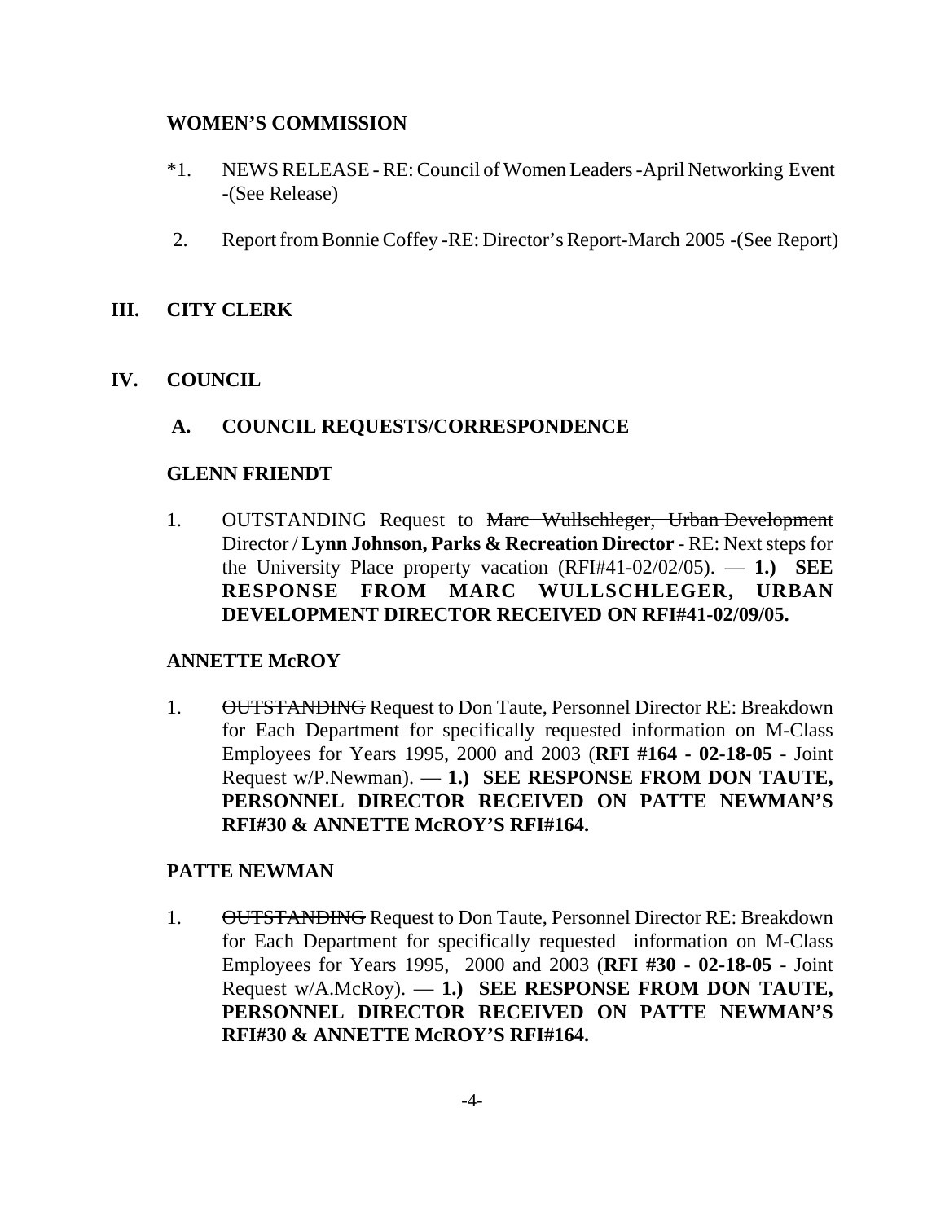**WOMEN'S COMMISSION**

*1. NEWS RELEASE - RE: Council of Women Leaders -April Networking Event -(See Release)

2. Report from Bonnie Coffey -RE: Director's Report-March 2005 -(See Report)

## III. CITY CLERK

## IV. COUNCIL

### A. COUNCIL REQUESTS/CORRESPONDENCE

**GLENN FRIENDT**

1. OUTSTANDING Request to ~~Marc Wullschleger, Urban Development Director~~ / **Lynn Johnson, Parks & Recreation Director** - RE: Next steps for the University Place property vacation (RFI#41-02/02/05). — **1.) SEE RESPONSE FROM MARC WULLSCHLEGER, URBAN DEVELOPMENT DIRECTOR RECEIVED ON RFI#41-02/09/05.**

**ANNETTE McROY**

1. ~~OUTSTANDING~~ Request to Don Taute, Personnel Director RE: Breakdown for Each Department for specifically requested information on M-Class Employees for Years 1995, 2000 and 2003 (**RFI #164 - 02-18-05** - Joint Request w/P.Newman). — **1.) SEE RESPONSE FROM DON TAUTE, PERSONNEL DIRECTOR RECEIVED ON PATTE NEWMAN'S RFI#30 & ANNETTE McROY'S RFI#164.**

**PATTE NEWMAN**

1. ~~OUTSTANDING~~ Request to Don Taute, Personnel Director RE: Breakdown for Each Department for specifically requested information on M-Class Employees for Years 1995, 2000 and 2003 (**RFI #30 - 02-18-05** - Joint Request w/A.McRoy). — **1.) SEE RESPONSE FROM DON TAUTE, PERSONNEL DIRECTOR RECEIVED ON PATTE NEWMAN'S RFI#30 & ANNETTE McROY'S RFI#164.**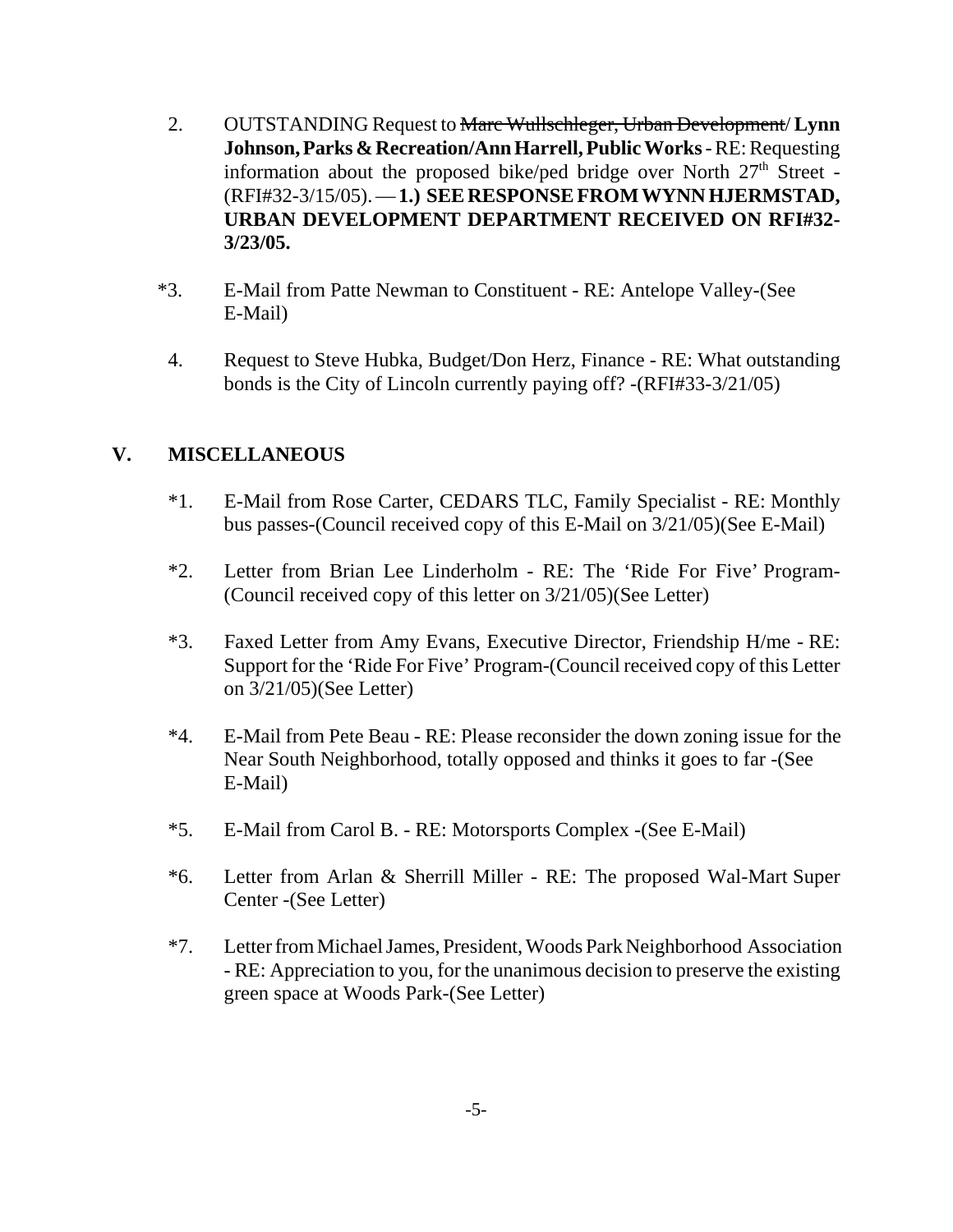2. OUTSTANDING Request to ~~Marc Wullschleger, Urban Development~~/ **Lynn Johnson, Parks & Recreation/Ann Harrell, Public Works** - RE: Requesting information about the proposed bike/ped bridge over North 27th Street - (RFI#32-3/15/05). — **1.) SEE RESPONSE FROM WYNN HJERMSTAD, URBAN DEVELOPMENT DEPARTMENT RECEIVED ON RFI#32-3/23/05.**

*3. E-Mail from Patte Newman to Constituent - RE: Antelope Valley-(See E-Mail)

4. Request to Steve Hubka, Budget/Don Herz, Finance - RE: What outstanding bonds is the City of Lincoln currently paying off? -(RFI#33-3/21/05)

## V. MISCELLANEOUS

*1. E-Mail from Rose Carter, CEDARS TLC, Family Specialist - RE: Monthly bus passes-(Council received copy of this E-Mail on 3/21/05)(See E-Mail)

*2. Letter from Brian Lee Linderholm - RE: The 'Ride For Five' Program-(Council received copy of this letter on 3/21/05)(See Letter)

*3. Faxed Letter from Amy Evans, Executive Director, Friendship H/me - RE: Support for the 'Ride For Five' Program-(Council received copy of this Letter on 3/21/05)(See Letter)

*4. E-Mail from Pete Beau - RE: Please reconsider the down zoning issue for the Near South Neighborhood, totally opposed and thinks it goes to far -(See E-Mail)

*5. E-Mail from Carol B. - RE: Motorsports Complex -(See E-Mail)

*6. Letter from Arlan & Sherrill Miller - RE: The proposed Wal-Mart Super Center -(See Letter)

*7. Letter from Michael James, President, Woods Park Neighborhood Association - RE: Appreciation to you, for the unanimous decision to preserve the existing green space at Woods Park-(See Letter)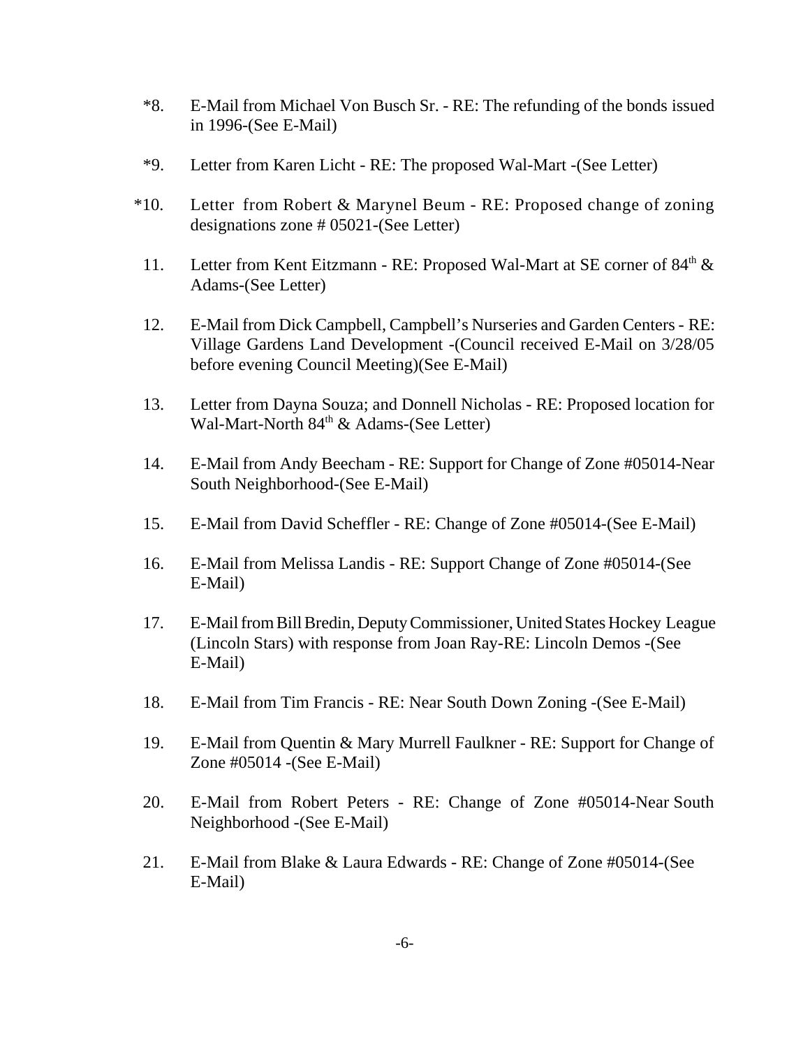*8. E-Mail from Michael Von Busch Sr. - RE: The refunding of the bonds issued in 1996-(See E-Mail)

*9. Letter from Karen Licht - RE: The proposed Wal-Mart -(See Letter)

*10. Letter from Robert & Marynel Beum - RE: Proposed change of zoning designations zone # 05021-(See Letter)

11. Letter from Kent Eitzmann - RE: Proposed Wal-Mart at SE corner of 84th & Adams-(See Letter)

12. E-Mail from Dick Campbell, Campbell's Nurseries and Garden Centers - RE: Village Gardens Land Development -(Council received E-Mail on 3/28/05 before evening Council Meeting)(See E-Mail)

13. Letter from Dayna Souza; and Donnell Nicholas - RE: Proposed location for Wal-Mart-North 84th & Adams-(See Letter)

14. E-Mail from Andy Beecham - RE: Support for Change of Zone #05014-Near South Neighborhood-(See E-Mail)

15. E-Mail from David Scheffler - RE: Change of Zone #05014-(See E-Mail)

16. E-Mail from Melissa Landis - RE: Support Change of Zone #05014-(See E-Mail)

17. E-Mail from Bill Bredin, Deputy Commissioner, United States Hockey League (Lincoln Stars) with response from Joan Ray-RE: Lincoln Demos -(See E-Mail)

18. E-Mail from Tim Francis - RE: Near South Down Zoning -(See E-Mail)

19. E-Mail from Quentin & Mary Murrell Faulkner - RE: Support for Change of Zone #05014 -(See E-Mail)

20. E-Mail from Robert Peters - RE: Change of Zone #05014-Near South Neighborhood -(See E-Mail)

21. E-Mail from Blake & Laura Edwards - RE: Change of Zone #05014-(See E-Mail)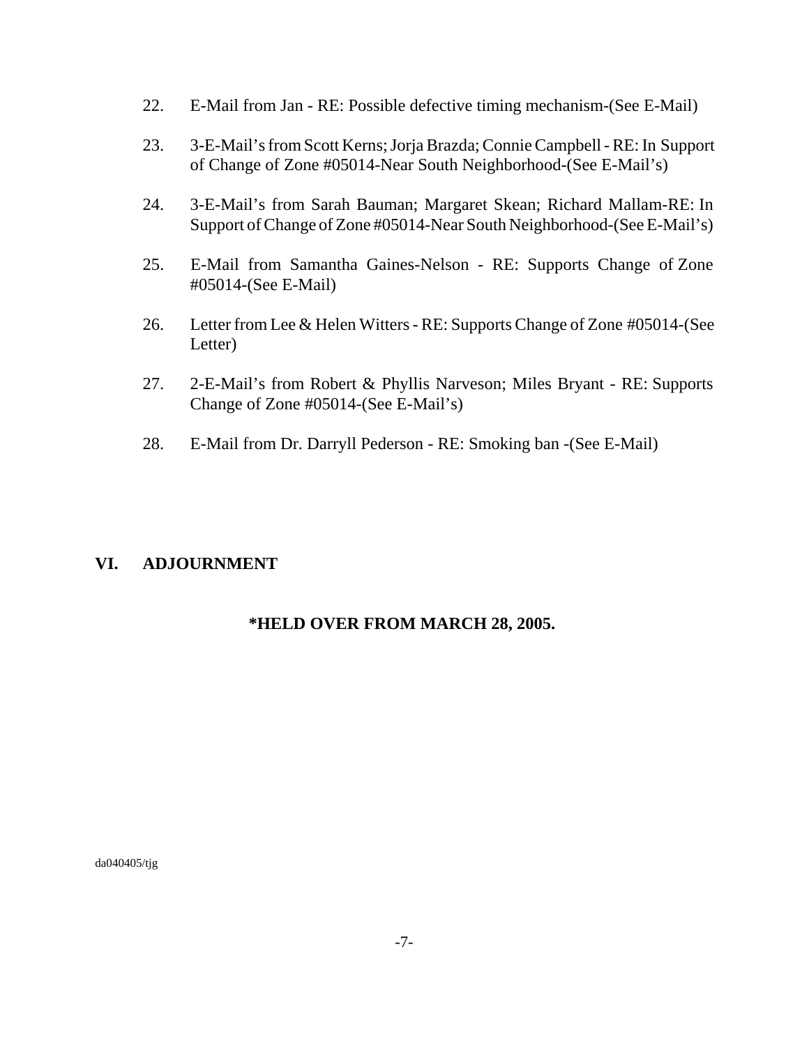22. E-Mail from Jan - RE: Possible defective timing mechanism-(See E-Mail)

23. 3-E-Mail's from Scott Kerns; Jorja Brazda; Connie Campbell - RE: In Support of Change of Zone #05014-Near South Neighborhood-(See E-Mail's)

24. 3-E-Mail's from Sarah Bauman; Margaret Skean; Richard Mallam-RE: In Support of Change of Zone #05014-Near South Neighborhood-(See E-Mail's)

25. E-Mail from Samantha Gaines-Nelson - RE: Supports Change of Zone #05014-(See E-Mail)

26. Letter from Lee & Helen Witters - RE: Supports Change of Zone #05014-(See Letter)

27. 2-E-Mail's from Robert & Phyllis Narveson; Miles Bryant - RE: Supports Change of Zone #05014-(See E-Mail's)

28. E-Mail from Dr. Darryll Pederson - RE: Smoking ban -(See E-Mail)

## VI. ADJOURNMENT

**\*HELD OVER FROM MARCH 28, 2005.**

da040405/tjg